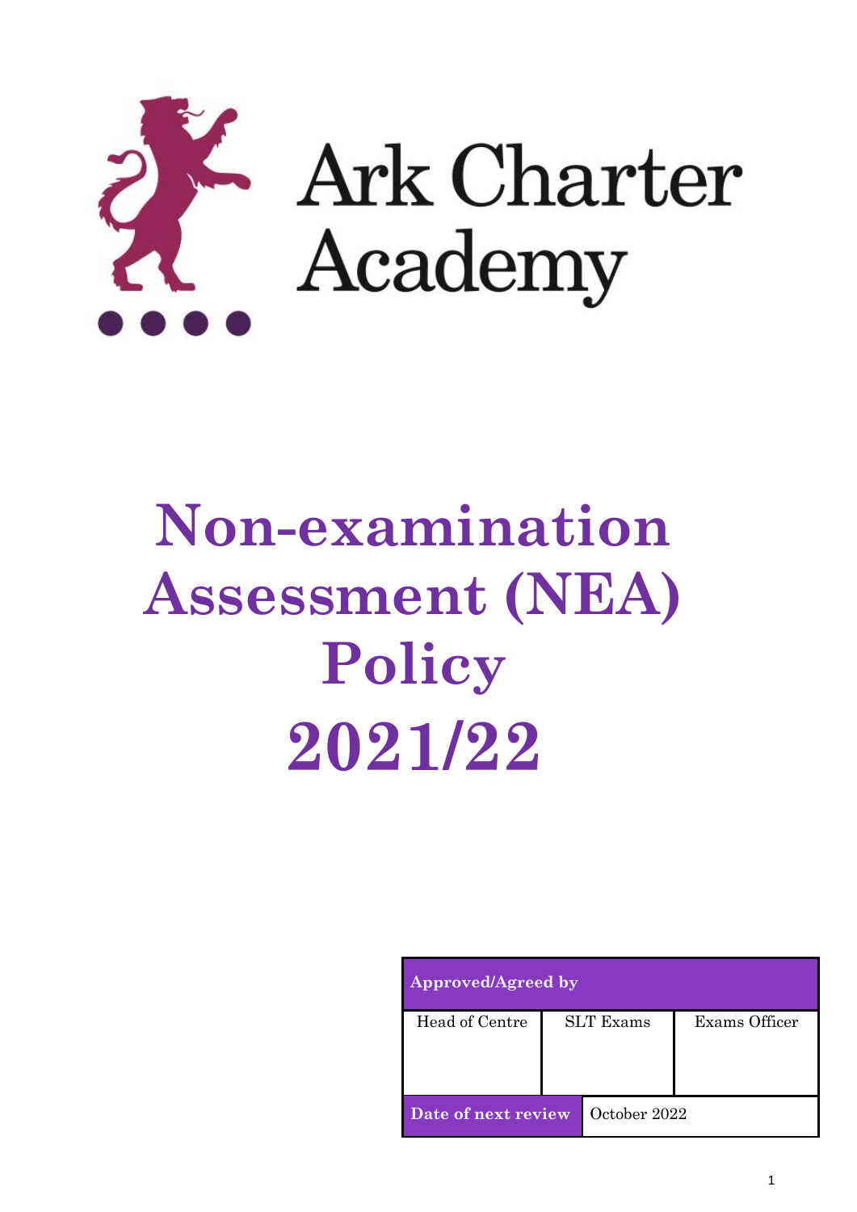Ark Charter Academy

# Non-examination Assessment (NEA) Policy 2021/22

| Approved/Agreed by | | |
|---|---|---|
| Head of Centre | SLT Exams | Exams Officer |
| | | |
| **Date of next review** | October 2022 | |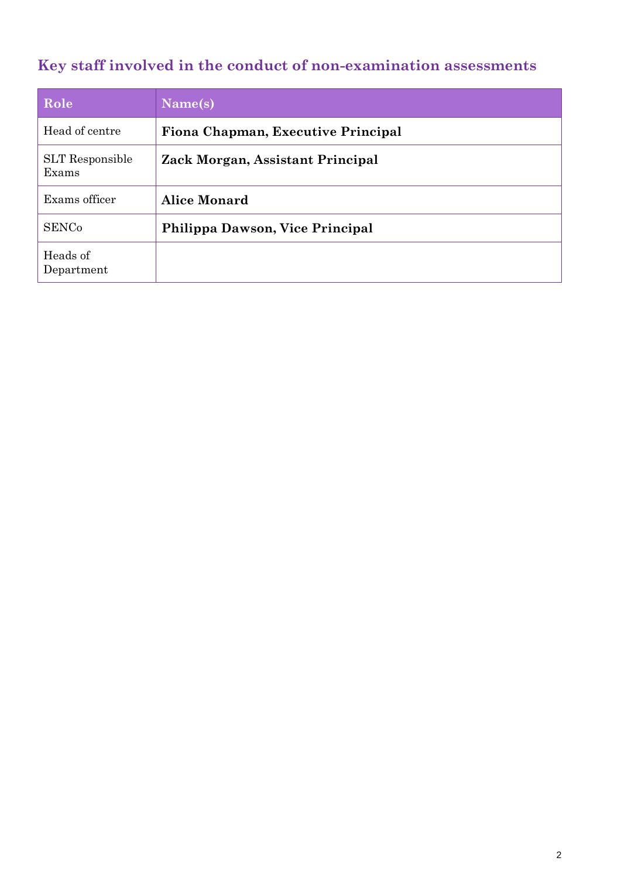## Key staff involved in the conduct of non-examination assessments

| Role | Name(s) |
|---|---|
| Head of centre | **Fiona Chapman, Executive Principal** |
| SLT Responsible Exams | **Zack Morgan, Assistant Principal** |
| Exams officer | **Alice Monard** |
| SENCo | **Philippa Dawson, Vice Principal** |
| Heads of Department | |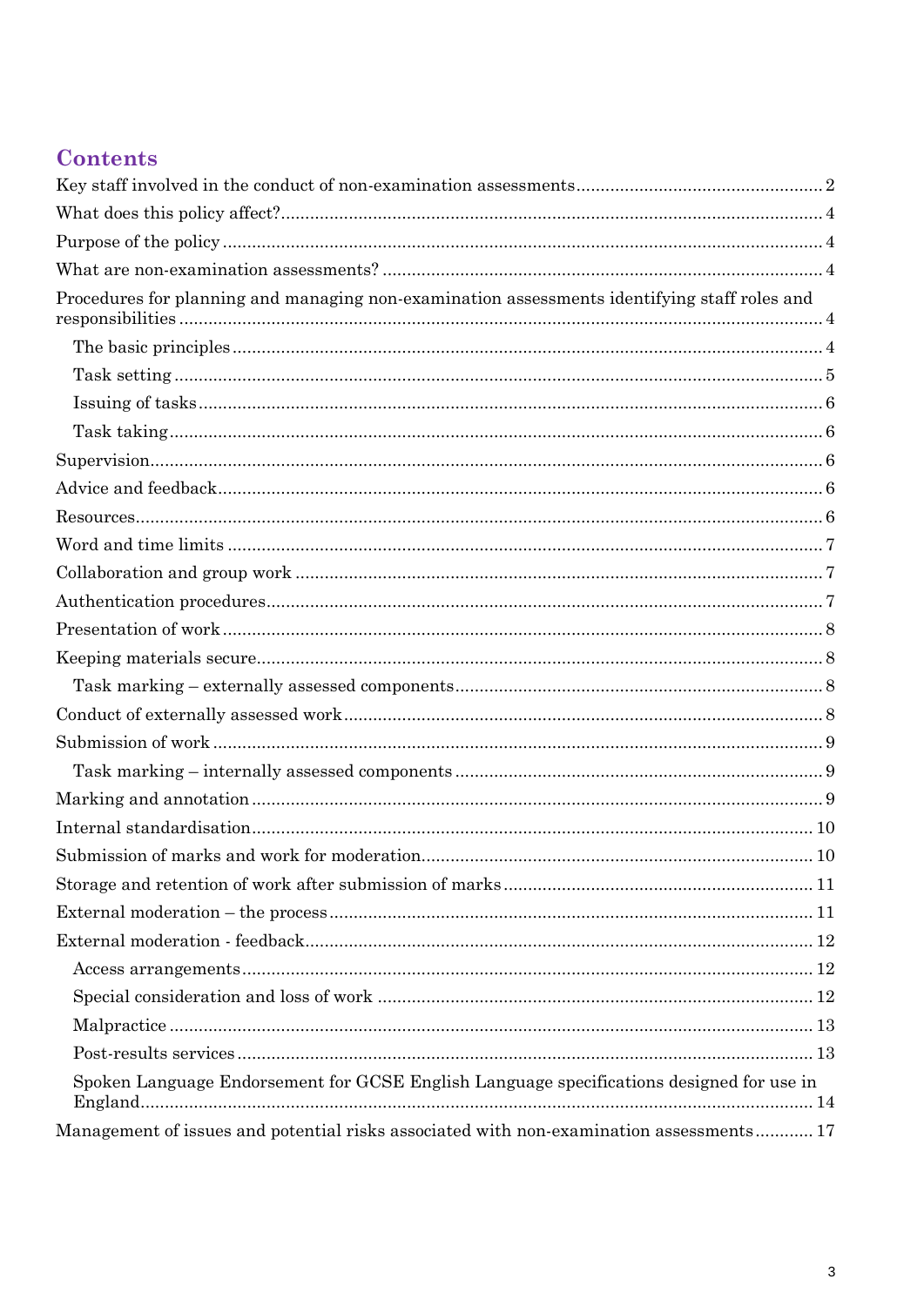## Contents

Key staff involved in the conduct of non-examination assessments .......... 2

What does this policy affect? .......... 4

Purpose of the policy .......... 4

What are non-examination assessments? .......... 4

Procedures for planning and managing non-examination assessments identifying staff roles and responsibilities .......... 4

- The basic principles .......... 4
- Task setting .......... 5
- Issuing of tasks .......... 6
- Task taking .......... 6

Supervision .......... 6

Advice and feedback .......... 6

Resources .......... 6

Word and time limits .......... 7

Collaboration and group work .......... 7

Authentication procedures .......... 7

Presentation of work .......... 8

Keeping materials secure .......... 8

- Task marking – externally assessed components .......... 8

Conduct of externally assessed work .......... 8

Submission of work .......... 9

- Task marking – internally assessed components .......... 9

Marking and annotation .......... 9

Internal standardisation .......... 10

Submission of marks and work for moderation .......... 10

Storage and retention of work after submission of marks .......... 11

External moderation – the process .......... 11

External moderation - feedback .......... 12

- Access arrangements .......... 12
- Special consideration and loss of work .......... 12
- Malpractice .......... 13
- Post-results services .......... 13
- Spoken Language Endorsement for GCSE English Language specifications designed for use in England .......... 14

Management of issues and potential risks associated with non-examination assessments .......... 17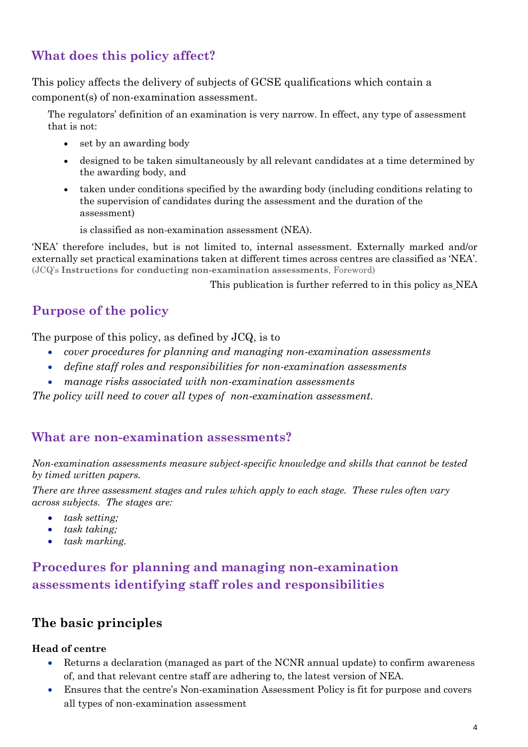## What does this policy affect?

This policy affects the delivery of subjects of GCSE qualifications which contain a component(s) of non-examination assessment.

> The regulators' definition of an examination is very narrow. In effect, any type of assessment that is not:
>
> - set by an awarding body
> - designed to be taken simultaneously by all relevant candidates at a time determined by the awarding body, and
> - taken under conditions specified by the awarding body (including conditions relating to the supervision of candidates during the assessment and the duration of the assessment)
>
> is classified as non-examination assessment (NEA).

'NEA' therefore includes, but is not limited to, internal assessment. Externally marked and/or externally set practical examinations taken at different times across centres are classified as 'NEA'. (JCQ's **Instructions for conducting non-examination assessments**, Foreword)

This publication is further referred to in this policy as NEA

## Purpose of the policy

The purpose of this policy, as defined by JCQ, is to

- *cover procedures for planning and managing non-examination assessments*
- *define staff roles and responsibilities for non-examination assessments*
- *manage risks associated with non-examination assessments*

*The policy will need to cover all types of non-examination assessment.*

## What are non-examination assessments?

*Non-examination assessments measure subject-specific knowledge and skills that cannot be tested by timed written papers.*

*There are three assessment stages and rules which apply to each stage. These rules often vary across subjects. The stages are:*

- *task setting;*
- *task taking;*
- *task marking.*

## Procedures for planning and managing non-examination assessments identifying staff roles and responsibilities

### The basic principles

**Head of centre**

- Returns a declaration (managed as part of the NCNR annual update) to confirm awareness of, and that relevant centre staff are adhering to, the latest version of NEA.
- Ensures that the centre's Non-examination Assessment Policy is fit for purpose and covers all types of non-examination assessment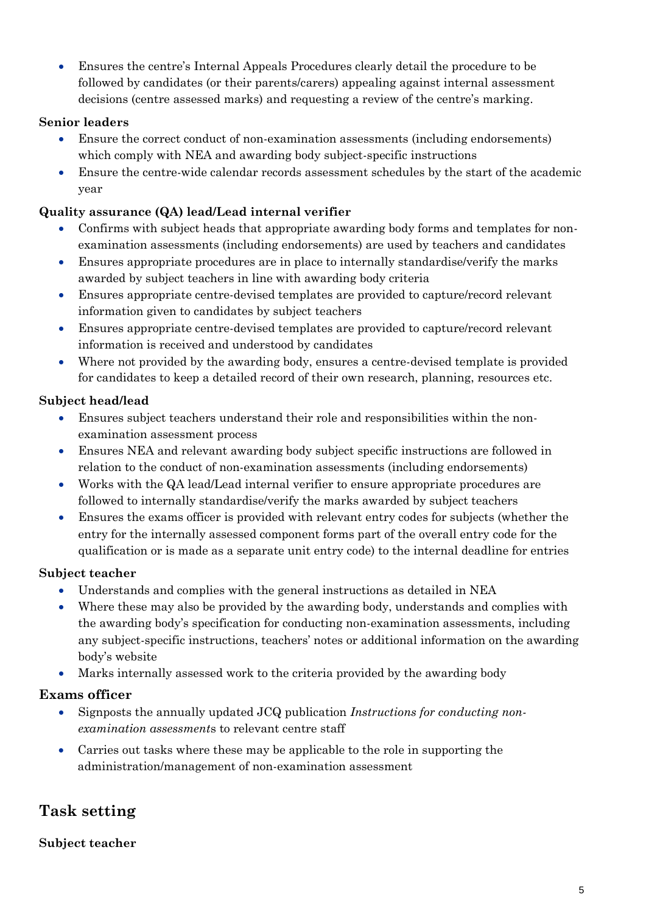- Ensures the centre's Internal Appeals Procedures clearly detail the procedure to be followed by candidates (or their parents/carers) appealing against internal assessment decisions (centre assessed marks) and requesting a review of the centre's marking.

**Senior leaders**

- Ensure the correct conduct of non-examination assessments (including endorsements) which comply with NEA and awarding body subject-specific instructions
- Ensure the centre-wide calendar records assessment schedules by the start of the academic year

**Quality assurance (QA) lead/Lead internal verifier**

- Confirms with subject heads that appropriate awarding body forms and templates for non-examination assessments (including endorsements) are used by teachers and candidates
- Ensures appropriate procedures are in place to internally standardise/verify the marks awarded by subject teachers in line with awarding body criteria
- Ensures appropriate centre-devised templates are provided to capture/record relevant information given to candidates by subject teachers
- Ensures appropriate centre-devised templates are provided to capture/record relevant information is received and understood by candidates
- Where not provided by the awarding body, ensures a centre-devised template is provided for candidates to keep a detailed record of their own research, planning, resources etc.

**Subject head/lead**

- Ensures subject teachers understand their role and responsibilities within the non-examination assessment process
- Ensures NEA and relevant awarding body subject specific instructions are followed in relation to the conduct of non-examination assessments (including endorsements)
- Works with the QA lead/Lead internal verifier to ensure appropriate procedures are followed to internally standardise/verify the marks awarded by subject teachers
- Ensures the exams officer is provided with relevant entry codes for subjects (whether the entry for the internally assessed component forms part of the overall entry code for the qualification or is made as a separate unit entry code) to the internal deadline for entries

**Subject teacher**

- Understands and complies with the general instructions as detailed in NEA
- Where these may also be provided by the awarding body, understands and complies with the awarding body's specification for conducting non-examination assessments, including any subject-specific instructions, teachers' notes or additional information on the awarding body's website
- Marks internally assessed work to the criteria provided by the awarding body

**Exams officer**

- Signposts the annually updated JCQ publication *Instructions for conducting non-examination assessments* to relevant centre staff
- Carries out tasks where these may be applicable to the role in supporting the administration/management of non-examination assessment

## Task setting

**Subject teacher**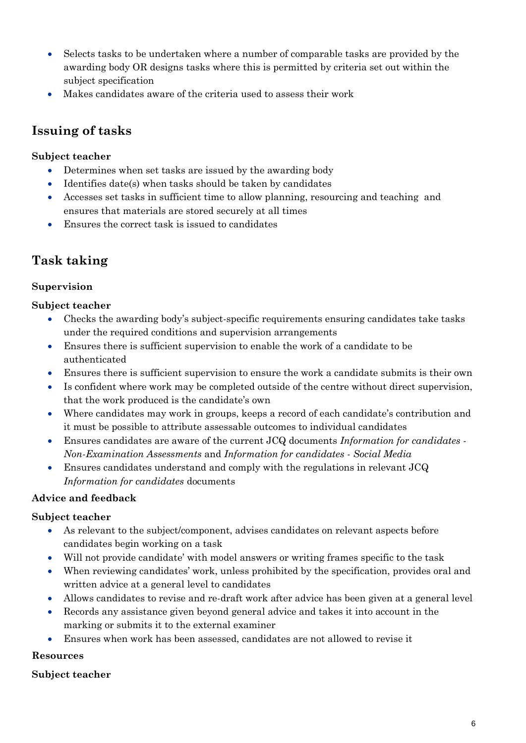- Selects tasks to be undertaken where a number of comparable tasks are provided by the awarding body OR designs tasks where this is permitted by criteria set out within the subject specification
- Makes candidates aware of the criteria used to assess their work

## Issuing of tasks

**Subject teacher**

- Determines when set tasks are issued by the awarding body
- Identifies date(s) when tasks should be taken by candidates
- Accesses set tasks in sufficient time to allow planning, resourcing and teaching and ensures that materials are stored securely at all times
- Ensures the correct task is issued to candidates

## Task taking

**Supervision**

**Subject teacher**

- Checks the awarding body's subject-specific requirements ensuring candidates take tasks under the required conditions and supervision arrangements
- Ensures there is sufficient supervision to enable the work of a candidate to be authenticated
- Ensures there is sufficient supervision to ensure the work a candidate submits is their own
- Is confident where work may be completed outside of the centre without direct supervision, that the work produced is the candidate's own
- Where candidates may work in groups, keeps a record of each candidate's contribution and it must be possible to attribute assessable outcomes to individual candidates
- Ensures candidates are aware of the current JCQ documents *Information for candidates - Non-Examination Assessments* and *Information for candidates - Social Media*
- Ensures candidates understand and comply with the regulations in relevant JCQ *Information for candidates* documents

**Advice and feedback**

**Subject teacher**

- As relevant to the subject/component, advises candidates on relevant aspects before candidates begin working on a task
- Will not provide candidate' with model answers or writing frames specific to the task
- When reviewing candidates' work, unless prohibited by the specification, provides oral and written advice at a general level to candidates
- Allows candidates to revise and re-draft work after advice has been given at a general level
- Records any assistance given beyond general advice and takes it into account in the marking or submits it to the external examiner
- Ensures when work has been assessed, candidates are not allowed to revise it

**Resources**

**Subject teacher**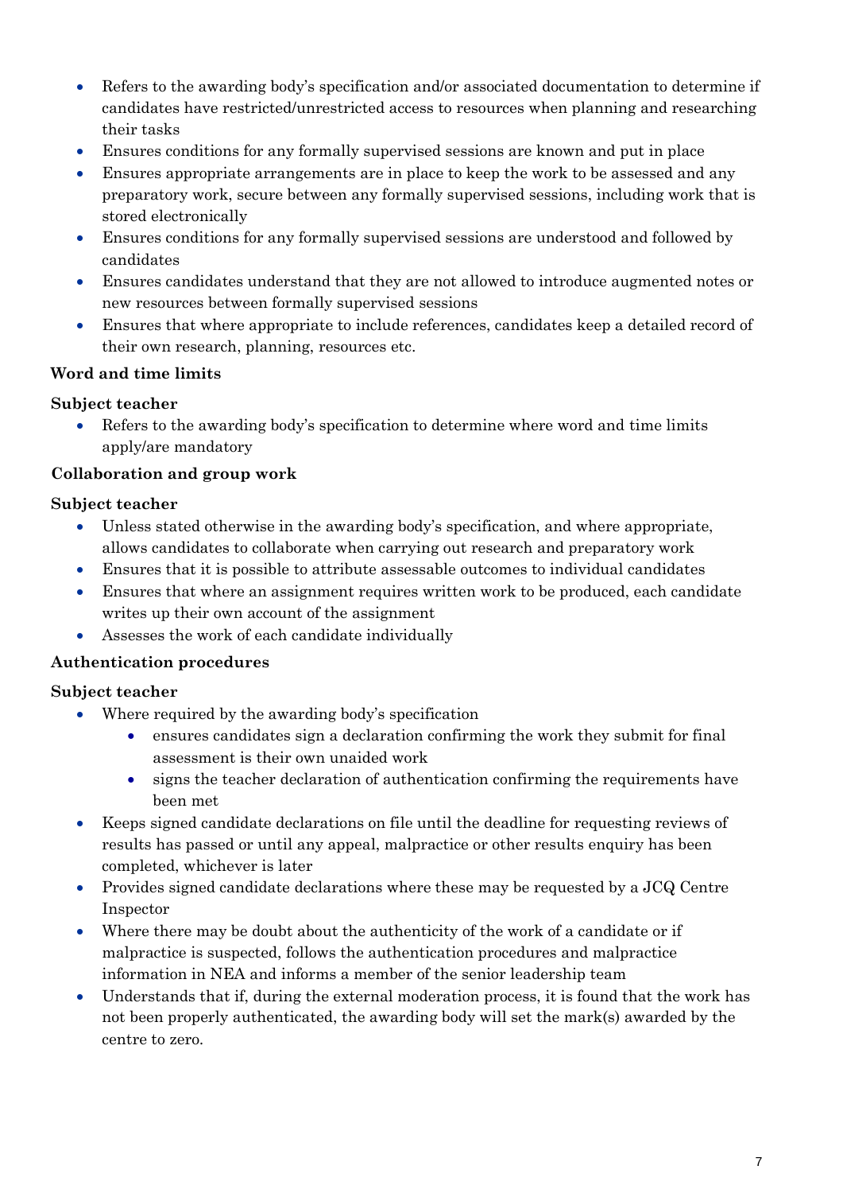- Refers to the awarding body's specification and/or associated documentation to determine if candidates have restricted/unrestricted access to resources when planning and researching their tasks
- Ensures conditions for any formally supervised sessions are known and put in place
- Ensures appropriate arrangements are in place to keep the work to be assessed and any preparatory work, secure between any formally supervised sessions, including work that is stored electronically
- Ensures conditions for any formally supervised sessions are understood and followed by candidates
- Ensures candidates understand that they are not allowed to introduce augmented notes or new resources between formally supervised sessions
- Ensures that where appropriate to include references, candidates keep a detailed record of their own research, planning, resources etc.

**Word and time limits**

**Subject teacher**

- Refers to the awarding body's specification to determine where word and time limits apply/are mandatory

**Collaboration and group work**

**Subject teacher**

- Unless stated otherwise in the awarding body's specification, and where appropriate, allows candidates to collaborate when carrying out research and preparatory work
- Ensures that it is possible to attribute assessable outcomes to individual candidates
- Ensures that where an assignment requires written work to be produced, each candidate writes up their own account of the assignment
- Assesses the work of each candidate individually

**Authentication procedures**

**Subject teacher**

- Where required by the awarding body's specification
  - ensures candidates sign a declaration confirming the work they submit for final assessment is their own unaided work
  - signs the teacher declaration of authentication confirming the requirements have been met
- Keeps signed candidate declarations on file until the deadline for requesting reviews of results has passed or until any appeal, malpractice or other results enquiry has been completed, whichever is later
- Provides signed candidate declarations where these may be requested by a JCQ Centre Inspector
- Where there may be doubt about the authenticity of the work of a candidate or if malpractice is suspected, follows the authentication procedures and malpractice information in NEA and informs a member of the senior leadership team
- Understands that if, during the external moderation process, it is found that the work has not been properly authenticated, the awarding body will set the mark(s) awarded by the centre to zero.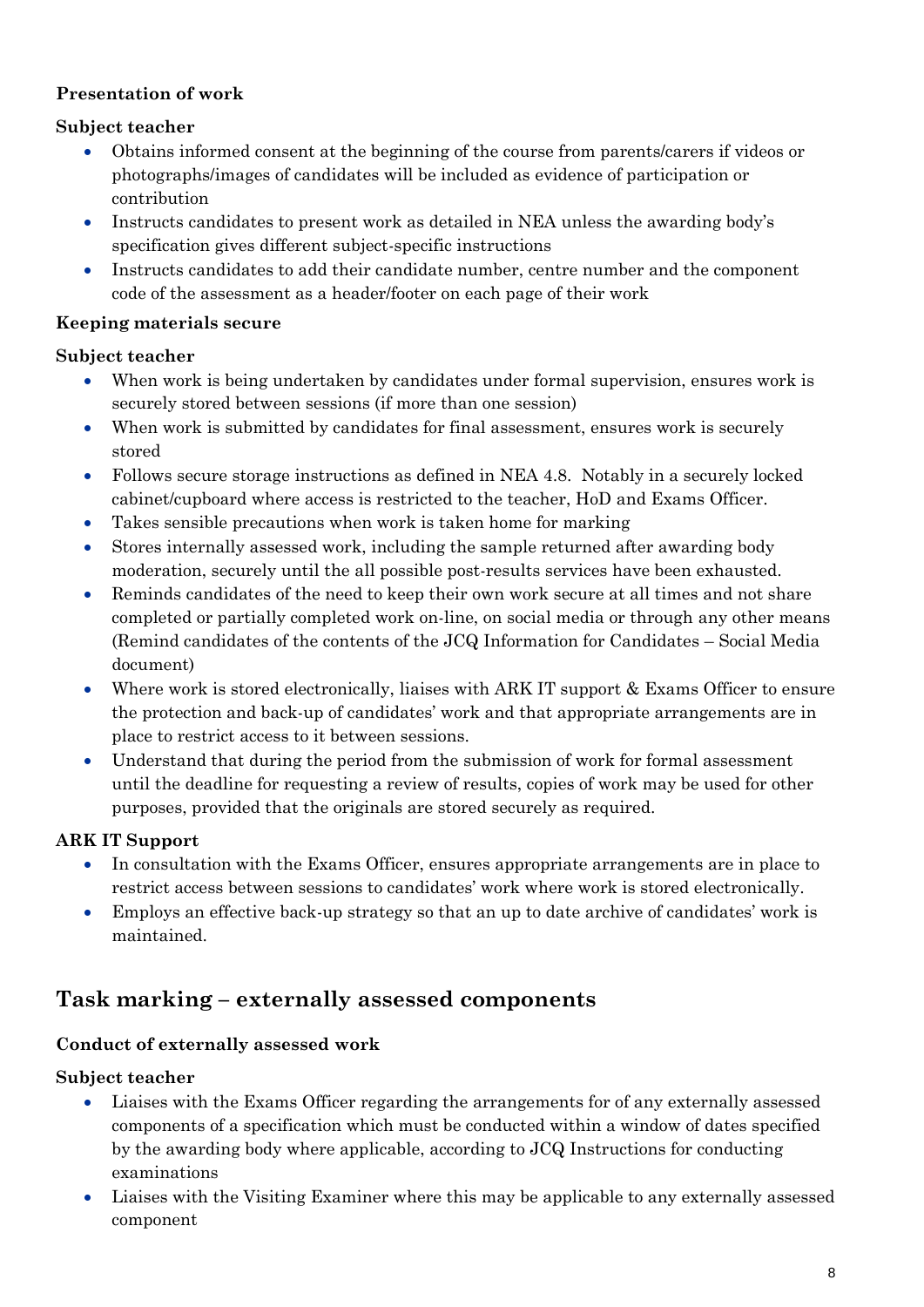**Presentation of work**

**Subject teacher**

- Obtains informed consent at the beginning of the course from parents/carers if videos or photographs/images of candidates will be included as evidence of participation or contribution
- Instructs candidates to present work as detailed in NEA unless the awarding body's specification gives different subject-specific instructions
- Instructs candidates to add their candidate number, centre number and the component code of the assessment as a header/footer on each page of their work

**Keeping materials secure**

**Subject teacher**

- When work is being undertaken by candidates under formal supervision, ensures work is securely stored between sessions (if more than one session)
- When work is submitted by candidates for final assessment, ensures work is securely stored
- Follows secure storage instructions as defined in NEA 4.8. Notably in a securely locked cabinet/cupboard where access is restricted to the teacher, HoD and Exams Officer.
- Takes sensible precautions when work is taken home for marking
- Stores internally assessed work, including the sample returned after awarding body moderation, securely until the all possible post-results services have been exhausted.
- Reminds candidates of the need to keep their own work secure at all times and not share completed or partially completed work on-line, on social media or through any other means (Remind candidates of the contents of the JCQ Information for Candidates – Social Media document)
- Where work is stored electronically, liaises with ARK IT support & Exams Officer to ensure the protection and back-up of candidates' work and that appropriate arrangements are in place to restrict access to it between sessions.
- Understand that during the period from the submission of work for formal assessment until the deadline for requesting a review of results, copies of work may be used for other purposes, provided that the originals are stored securely as required.

**ARK IT Support**

- In consultation with the Exams Officer, ensures appropriate arrangements are in place to restrict access between sessions to candidates' work where work is stored electronically.
- Employs an effective back-up strategy so that an up to date archive of candidates' work is maintained.

## Task marking – externally assessed components

**Conduct of externally assessed work**

**Subject teacher**

- Liaises with the Exams Officer regarding the arrangements for of any externally assessed components of a specification which must be conducted within a window of dates specified by the awarding body where applicable, according to JCQ Instructions for conducting examinations
- Liaises with the Visiting Examiner where this may be applicable to any externally assessed component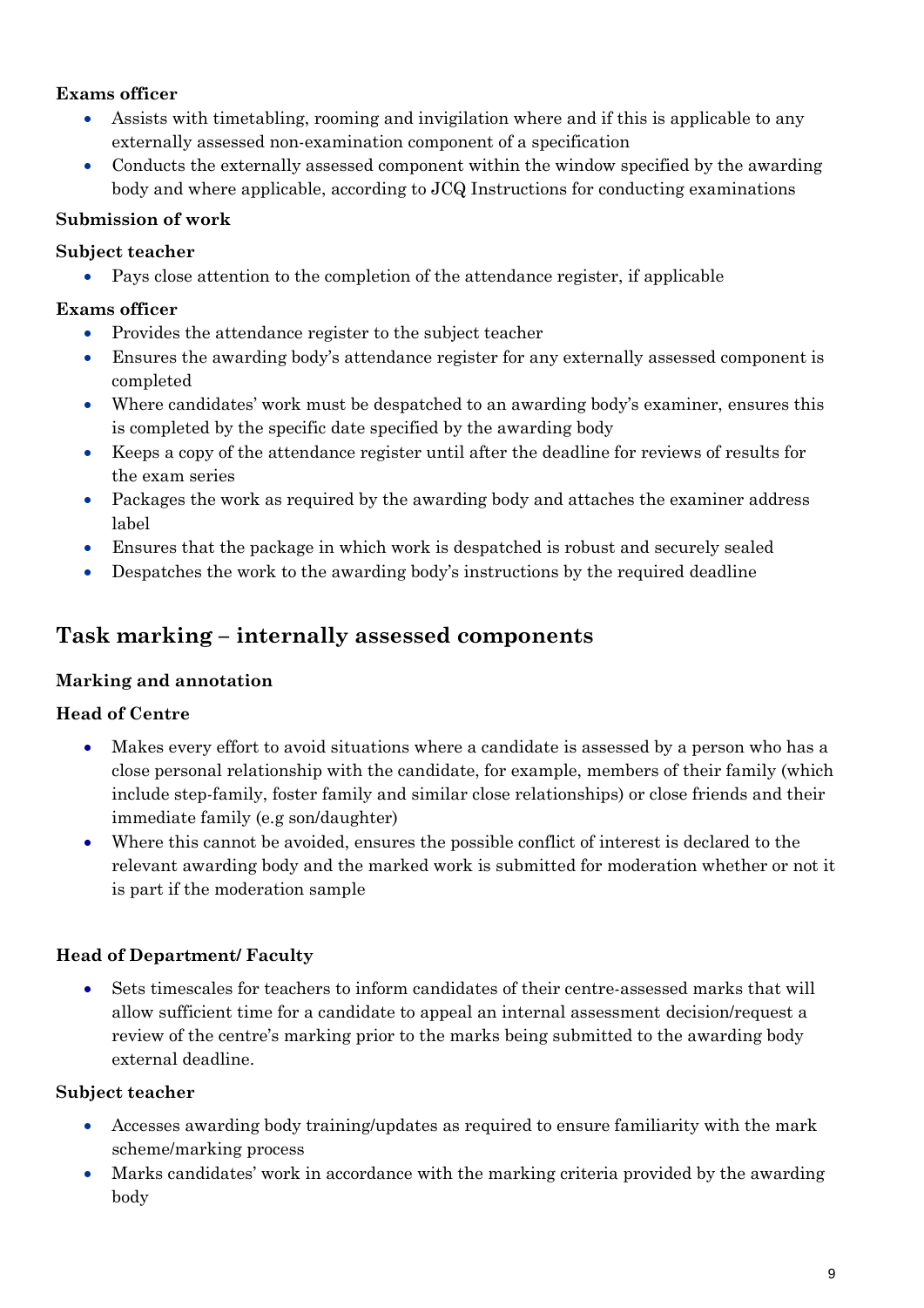**Exams officer**

- Assists with timetabling, rooming and invigilation where and if this is applicable to any externally assessed non-examination component of a specification
- Conducts the externally assessed component within the window specified by the awarding body and where applicable, according to JCQ Instructions for conducting examinations

**Submission of work**

**Subject teacher**

- Pays close attention to the completion of the attendance register, if applicable

**Exams officer**

- Provides the attendance register to the subject teacher
- Ensures the awarding body's attendance register for any externally assessed component is completed
- Where candidates' work must be despatched to an awarding body's examiner, ensures this is completed by the specific date specified by the awarding body
- Keeps a copy of the attendance register until after the deadline for reviews of results for the exam series
- Packages the work as required by the awarding body and attaches the examiner address label
- Ensures that the package in which work is despatched is robust and securely sealed
- Despatches the work to the awarding body's instructions by the required deadline

## Task marking – internally assessed components

**Marking and annotation**

**Head of Centre**

- Makes every effort to avoid situations where a candidate is assessed by a person who has a close personal relationship with the candidate, for example, members of their family (which include step-family, foster family and similar close relationships) or close friends and their immediate family (e.g son/daughter)
- Where this cannot be avoided, ensures the possible conflict of interest is declared to the relevant awarding body and the marked work is submitted for moderation whether or not it is part if the moderation sample

**Head of Department/ Faculty**

- Sets timescales for teachers to inform candidates of their centre-assessed marks that will allow sufficient time for a candidate to appeal an internal assessment decision/request a review of the centre's marking prior to the marks being submitted to the awarding body external deadline.

**Subject teacher**

- Accesses awarding body training/updates as required to ensure familiarity with the mark scheme/marking process
- Marks candidates' work in accordance with the marking criteria provided by the awarding body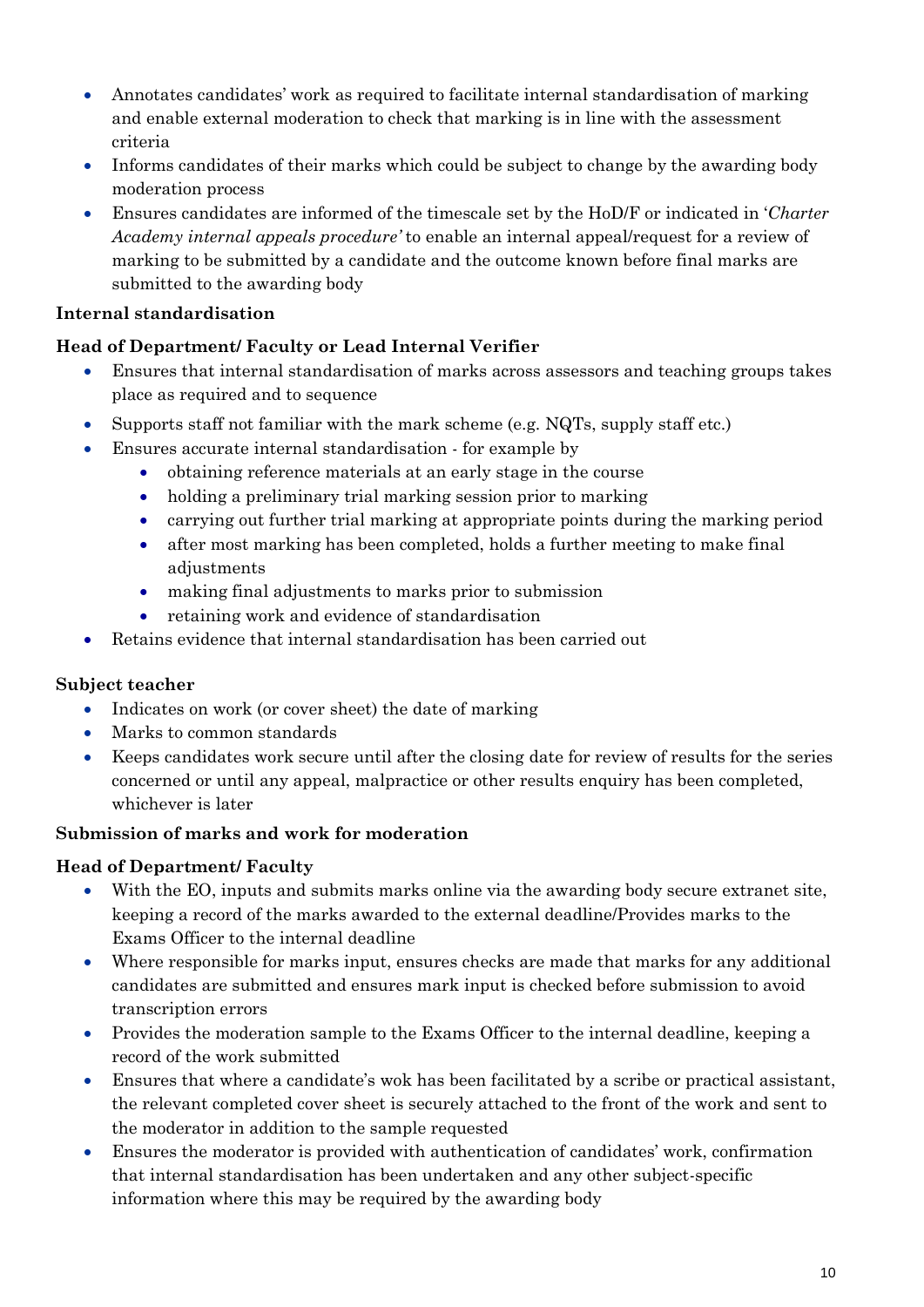- Annotates candidates' work as required to facilitate internal standardisation of marking and enable external moderation to check that marking is in line with the assessment criteria
- Informs candidates of their marks which could be subject to change by the awarding body moderation process
- Ensures candidates are informed of the timescale set by the HoD/F or indicated in '*Charter Academy internal appeals procedure'* to enable an internal appeal/request for a review of marking to be submitted by a candidate and the outcome known before final marks are submitted to the awarding body

**Internal standardisation**

**Head of Department/ Faculty or Lead Internal Verifier**

- Ensures that internal standardisation of marks across assessors and teaching groups takes place as required and to sequence
- Supports staff not familiar with the mark scheme (e.g. NQTs, supply staff etc.)
- Ensures accurate internal standardisation - for example by
    - obtaining reference materials at an early stage in the course
    - holding a preliminary trial marking session prior to marking
    - carrying out further trial marking at appropriate points during the marking period
    - after most marking has been completed, holds a further meeting to make final adjustments
    - making final adjustments to marks prior to submission
    - retaining work and evidence of standardisation
- Retains evidence that internal standardisation has been carried out

**Subject teacher**

- Indicates on work (or cover sheet) the date of marking
- Marks to common standards
- Keeps candidates work secure until after the closing date for review of results for the series concerned or until any appeal, malpractice or other results enquiry has been completed, whichever is later

**Submission of marks and work for moderation**

**Head of Department/ Faculty**

- With the EO, inputs and submits marks online via the awarding body secure extranet site, keeping a record of the marks awarded to the external deadline/Provides marks to the Exams Officer to the internal deadline
- Where responsible for marks input, ensures checks are made that marks for any additional candidates are submitted and ensures mark input is checked before submission to avoid transcription errors
- Provides the moderation sample to the Exams Officer to the internal deadline, keeping a record of the work submitted
- Ensures that where a candidate's wok has been facilitated by a scribe or practical assistant, the relevant completed cover sheet is securely attached to the front of the work and sent to the moderator in addition to the sample requested
- Ensures the moderator is provided with authentication of candidates' work, confirmation that internal standardisation has been undertaken and any other subject-specific information where this may be required by the awarding body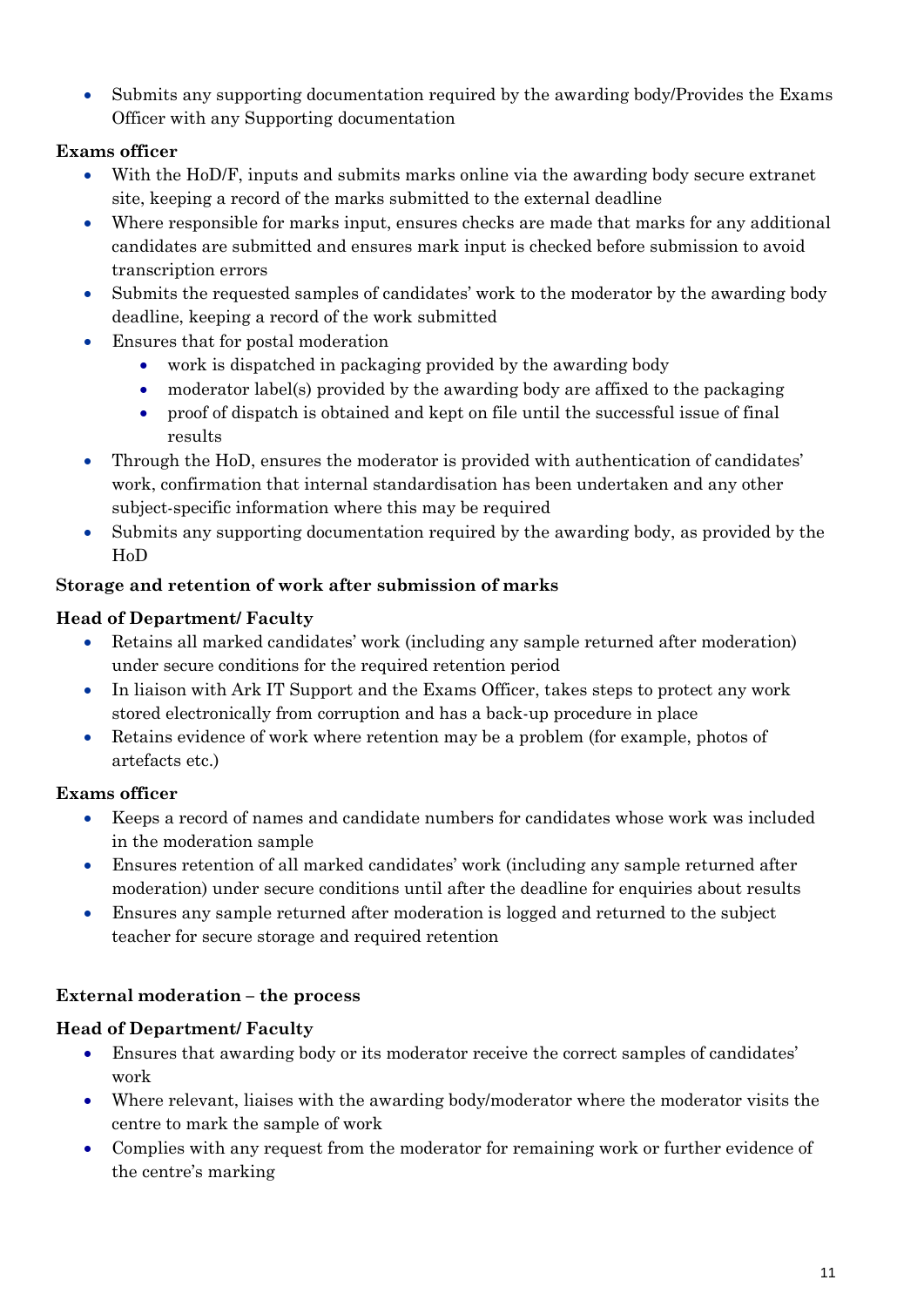- Submits any supporting documentation required by the awarding body/Provides the Exams Officer with any Supporting documentation

**Exams officer**

- With the HoD/F, inputs and submits marks online via the awarding body secure extranet site, keeping a record of the marks submitted to the external deadline
- Where responsible for marks input, ensures checks are made that marks for any additional candidates are submitted and ensures mark input is checked before submission to avoid transcription errors
- Submits the requested samples of candidates' work to the moderator by the awarding body deadline, keeping a record of the work submitted
- Ensures that for postal moderation
    - work is dispatched in packaging provided by the awarding body
    - moderator label(s) provided by the awarding body are affixed to the packaging
    - proof of dispatch is obtained and kept on file until the successful issue of final results
- Through the HoD, ensures the moderator is provided with authentication of candidates' work, confirmation that internal standardisation has been undertaken and any other subject-specific information where this may be required
- Submits any supporting documentation required by the awarding body, as provided by the HoD

**Storage and retention of work after submission of marks**

**Head of Department/ Faculty**

- Retains all marked candidates' work (including any sample returned after moderation) under secure conditions for the required retention period
- In liaison with Ark IT Support and the Exams Officer, takes steps to protect any work stored electronically from corruption and has a back-up procedure in place
- Retains evidence of work where retention may be a problem (for example, photos of artefacts etc.)

**Exams officer**

- Keeps a record of names and candidate numbers for candidates whose work was included in the moderation sample
- Ensures retention of all marked candidates' work (including any sample returned after moderation) under secure conditions until after the deadline for enquiries about results
- Ensures any sample returned after moderation is logged and returned to the subject teacher for secure storage and required retention

**External moderation – the process**

**Head of Department/ Faculty**

- Ensures that awarding body or its moderator receive the correct samples of candidates' work
- Where relevant, liaises with the awarding body/moderator where the moderator visits the centre to mark the sample of work
- Complies with any request from the moderator for remaining work or further evidence of the centre's marking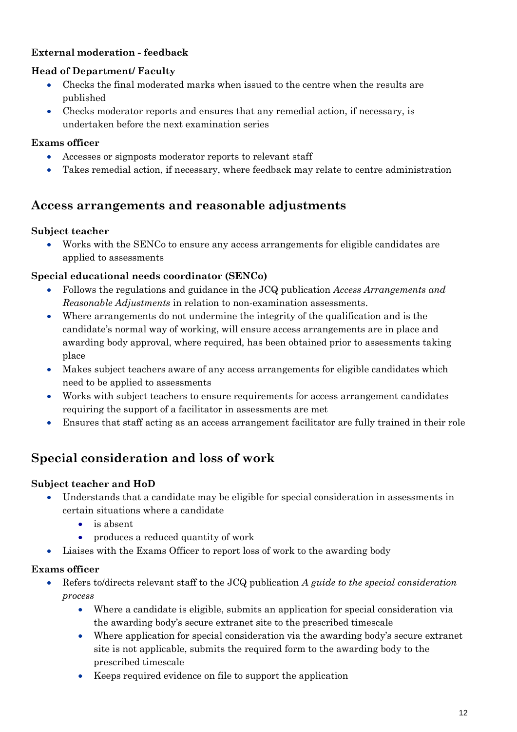**External moderation - feedback**

**Head of Department/ Faculty**

- Checks the final moderated marks when issued to the centre when the results are published
- Checks moderator reports and ensures that any remedial action, if necessary, is undertaken before the next examination series

**Exams officer**

- Accesses or signposts moderator reports to relevant staff
- Takes remedial action, if necessary, where feedback may relate to centre administration

## Access arrangements and reasonable adjustments

**Subject teacher**

- Works with the SENCo to ensure any access arrangements for eligible candidates are applied to assessments

**Special educational needs coordinator (SENCo)**

- Follows the regulations and guidance in the JCQ publication *Access Arrangements and Reasonable Adjustments* in relation to non-examination assessments.
- Where arrangements do not undermine the integrity of the qualification and is the candidate's normal way of working, will ensure access arrangements are in place and awarding body approval, where required, has been obtained prior to assessments taking place
- Makes subject teachers aware of any access arrangements for eligible candidates which need to be applied to assessments
- Works with subject teachers to ensure requirements for access arrangement candidates requiring the support of a facilitator in assessments are met
- Ensures that staff acting as an access arrangement facilitator are fully trained in their role

## Special consideration and loss of work

**Subject teacher and HoD**

- Understands that a candidate may be eligible for special consideration in assessments in certain situations where a candidate
  - is absent
  - produces a reduced quantity of work
- Liaises with the Exams Officer to report loss of work to the awarding body

**Exams officer**

- Refers to/directs relevant staff to the JCQ publication *A guide to the special consideration process*
  - Where a candidate is eligible, submits an application for special consideration via the awarding body's secure extranet site to the prescribed timescale
  - Where application for special consideration via the awarding body's secure extranet site is not applicable, submits the required form to the awarding body to the prescribed timescale
  - Keeps required evidence on file to support the application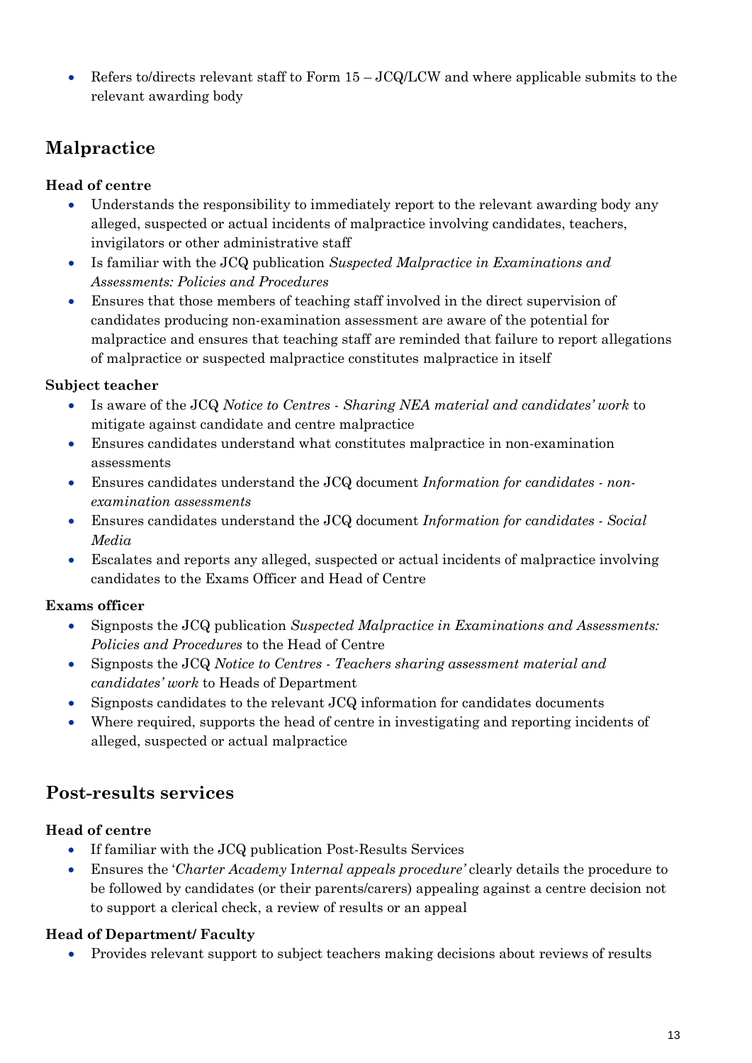- Refers to/directs relevant staff to Form 15 – JCQ/LCW and where applicable submits to the relevant awarding body

## Malpractice

**Head of centre**

- Understands the responsibility to immediately report to the relevant awarding body any alleged, suspected or actual incidents of malpractice involving candidates, teachers, invigilators or other administrative staff
- Is familiar with the JCQ publication *Suspected Malpractice in Examinations and Assessments: Policies and Procedures*
- Ensures that those members of teaching staff involved in the direct supervision of candidates producing non-examination assessment are aware of the potential for malpractice and ensures that teaching staff are reminded that failure to report allegations of malpractice or suspected malpractice constitutes malpractice in itself

**Subject teacher**

- Is aware of the JCQ *Notice to Centres - Sharing NEA material and candidates' work* to mitigate against candidate and centre malpractice
- Ensures candidates understand what constitutes malpractice in non-examination assessments
- Ensures candidates understand the JCQ document *Information for candidates - non-examination assessments*
- Ensures candidates understand the JCQ document *Information for candidates - Social Media*
- Escalates and reports any alleged, suspected or actual incidents of malpractice involving candidates to the Exams Officer and Head of Centre

**Exams officer**

- Signposts the JCQ publication *Suspected Malpractice in Examinations and Assessments: Policies and Procedures* to the Head of Centre
- Signposts the JCQ *Notice to Centres - Teachers sharing assessment material and candidates' work* to Heads of Department
- Signposts candidates to the relevant JCQ information for candidates documents
- Where required, supports the head of centre in investigating and reporting incidents of alleged, suspected or actual malpractice

## Post-results services

**Head of centre**

- If familiar with the JCQ publication Post-Results Services
- Ensures the '*Charter Academy* I*nternal appeals procedure'* clearly details the procedure to be followed by candidates (or their parents/carers) appealing against a centre decision not to support a clerical check, a review of results or an appeal

**Head of Department/ Faculty**

- Provides relevant support to subject teachers making decisions about reviews of results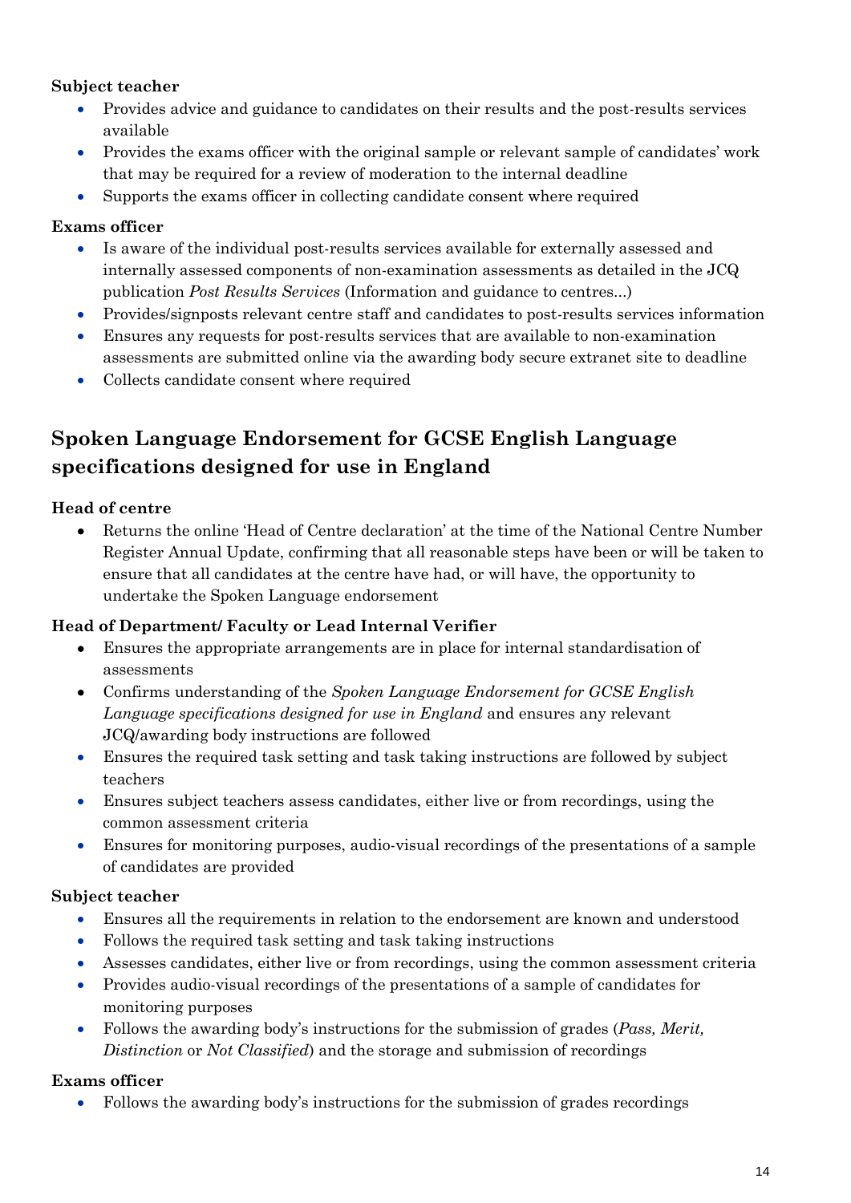**Subject teacher**

- Provides advice and guidance to candidates on their results and the post-results services available
- Provides the exams officer with the original sample or relevant sample of candidates' work that may be required for a review of moderation to the internal deadline
- Supports the exams officer in collecting candidate consent where required

**Exams officer**

- Is aware of the individual post-results services available for externally assessed and internally assessed components of non-examination assessments as detailed in the JCQ publication *Post Results Services* (Information and guidance to centres...)
- Provides/signposts relevant centre staff and candidates to post-results services information
- Ensures any requests for post-results services that are available to non-examination assessments are submitted online via the awarding body secure extranet site to deadline
- Collects candidate consent where required

## Spoken Language Endorsement for GCSE English Language specifications designed for use in England

**Head of centre**

- Returns the online 'Head of Centre declaration' at the time of the National Centre Number Register Annual Update, confirming that all reasonable steps have been or will be taken to ensure that all candidates at the centre have had, or will have, the opportunity to undertake the Spoken Language endorsement

**Head of Department/ Faculty or Lead Internal Verifier**

- Ensures the appropriate arrangements are in place for internal standardisation of assessments
- Confirms understanding of the *Spoken Language Endorsement for GCSE English Language specifications designed for use in England* and ensures any relevant JCQ/awarding body instructions are followed
- Ensures the required task setting and task taking instructions are followed by subject teachers
- Ensures subject teachers assess candidates, either live or from recordings, using the common assessment criteria
- Ensures for monitoring purposes, audio-visual recordings of the presentations of a sample of candidates are provided

**Subject teacher**

- Ensures all the requirements in relation to the endorsement are known and understood
- Follows the required task setting and task taking instructions
- Assesses candidates, either live or from recordings, using the common assessment criteria
- Provides audio-visual recordings of the presentations of a sample of candidates for monitoring purposes
- Follows the awarding body's instructions for the submission of grades (*Pass, Merit, Distinction* or *Not Classified*) and the storage and submission of recordings

**Exams officer**

- Follows the awarding body's instructions for the submission of grades recordings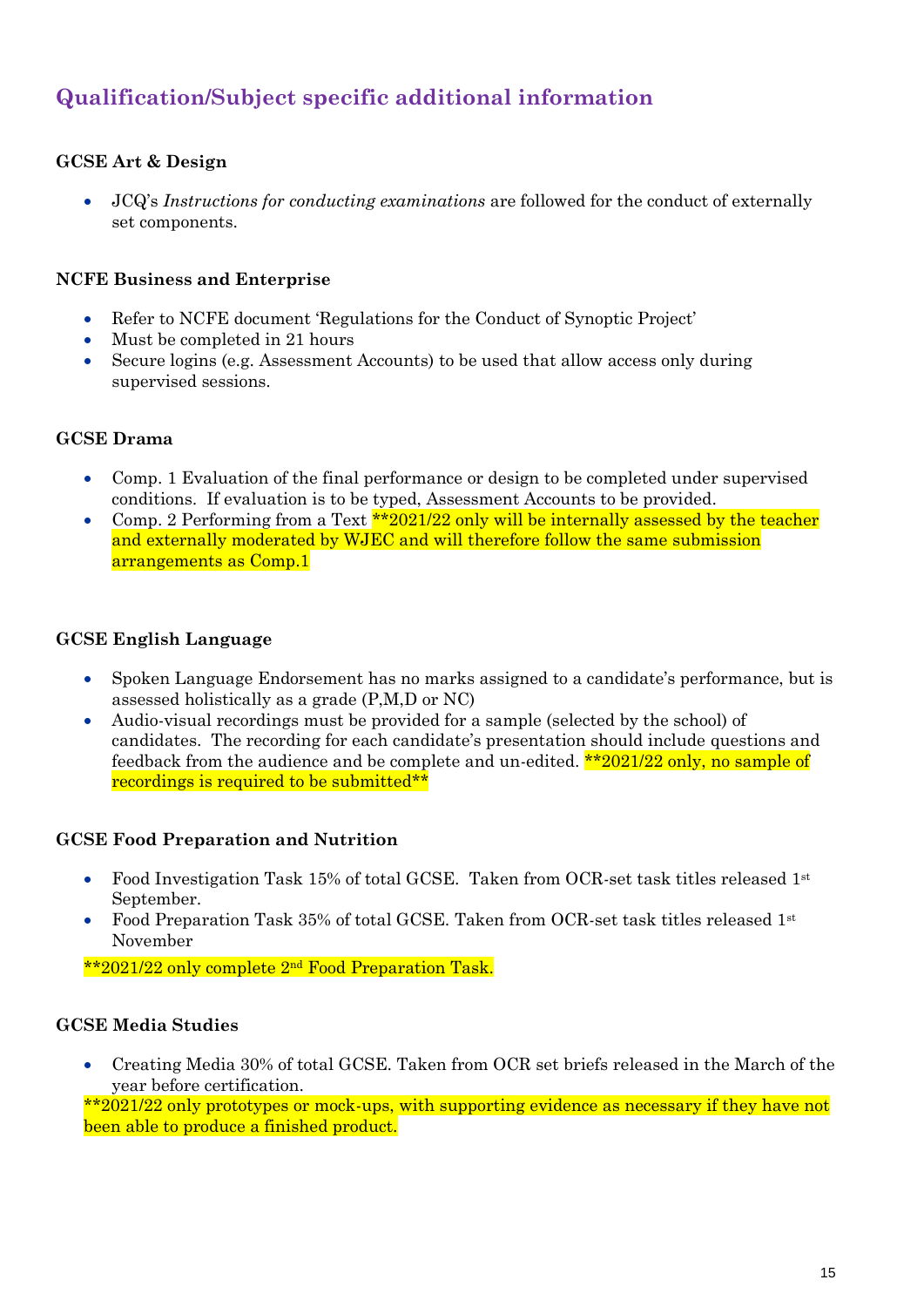## Qualification/Subject specific additional information

### GCSE Art & Design

- JCQ's *Instructions for conducting examinations* are followed for the conduct of externally set components.

### NCFE Business and Enterprise

- Refer to NCFE document 'Regulations for the Conduct of Synoptic Project'
- Must be completed in 21 hours
- Secure logins (e.g. Assessment Accounts) to be used that allow access only during supervised sessions.

### GCSE Drama

- Comp. 1 Evaluation of the final performance or design to be completed under supervised conditions. If evaluation is to be typed, Assessment Accounts to be provided.
- Comp. 2 Performing from a Text **2021/22 only will be internally assessed by the teacher and externally moderated by WJEC and will therefore follow the same submission arrangements as Comp.1

### GCSE English Language

- Spoken Language Endorsement has no marks assigned to a candidate's performance, but is assessed holistically as a grade (P,M,D or NC)
- Audio-visual recordings must be provided for a sample (selected by the school) of candidates. The recording for each candidate's presentation should include questions and feedback from the audience and be complete and un-edited. **2021/22 only, no sample of recordings is required to be submitted**

### GCSE Food Preparation and Nutrition

- Food Investigation Task 15% of total GCSE. Taken from OCR-set task titles released 1st September.
- Food Preparation Task 35% of total GCSE. Taken from OCR-set task titles released 1st November

**2021/22 only complete 2nd Food Preparation Task.

### GCSE Media Studies

- Creating Media 30% of total GCSE. Taken from OCR set briefs released in the March of the year before certification.

**2021/22 only prototypes or mock-ups, with supporting evidence as necessary if they have not been able to produce a finished product.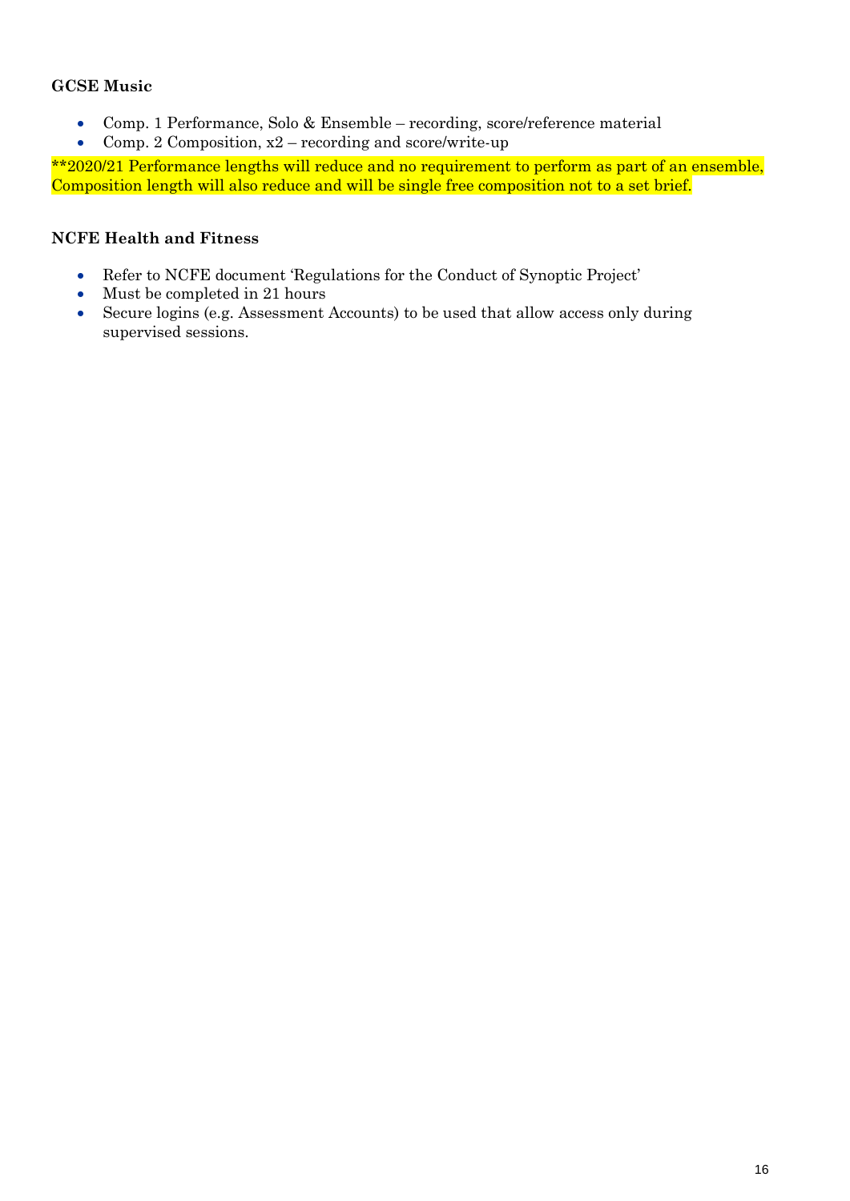**GCSE Music**

- Comp. 1 Performance, Solo & Ensemble – recording, score/reference material
- Comp. 2 Composition, x2 – recording and score/write-up

**2020/21 Performance lengths will reduce and no requirement to perform as part of an ensemble, Composition length will also reduce and will be single free composition not to a set brief.

**NCFE Health and Fitness**

- Refer to NCFE document 'Regulations for the Conduct of Synoptic Project'
- Must be completed in 21 hours
- Secure logins (e.g. Assessment Accounts) to be used that allow access only during supervised sessions.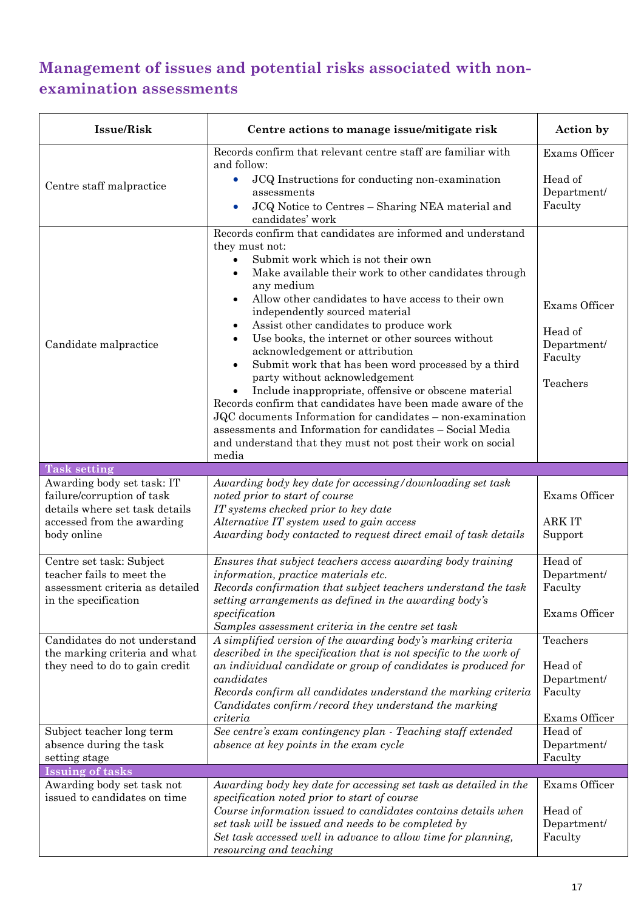## Management of issues and potential risks associated with non-examination assessments

| Issue/Risk | Centre actions to manage issue/mitigate risk | Action by |
|---|---|---|
| Centre staff malpractice | Records confirm that relevant centre staff are familiar with and follow:<br>• JCQ Instructions for conducting non-examination assessments<br>• JCQ Notice to Centres – Sharing NEA material and candidates' work | Exams Officer<br><br>Head of Department/ Faculty |
| Candidate malpractice | Records confirm that candidates are informed and understand they must not:<br>• Submit work which is not their own<br>• Make available their work to other candidates through any medium<br>• Allow other candidates to have access to their own independently sourced material<br>• Assist other candidates to produce work<br>• Use books, the internet or other sources without acknowledgement or attribution<br>• Submit work that has been word processed by a third party without acknowledgement<br>• Include inappropriate, offensive or obscene material<br>Records confirm that candidates have been made aware of the JQC documents Information for candidates – non-examination assessments and Information for candidates – Social Media and understand that they must not post their work on social media | Exams Officer<br><br>Head of Department/ Faculty<br><br>Teachers |
| **Task setting** | | |
| Awarding body set task: IT failure/corruption of task details where set task details accessed from the awarding body online | *Awarding body key date for accessing/downloading set task noted prior to start of course*<br>*IT systems checked prior to key date*<br>*Alternative IT system used to gain access*<br>*Awarding body contacted to request direct email of task details* | Exams Officer<br><br>ARK IT Support |
| Centre set task: Subject teacher fails to meet the assessment criteria as detailed in the specification | *Ensures that subject teachers access awarding body training information, practice materials etc.*<br>*Records confirmation that subject teachers understand the task setting arrangements as defined in the awarding body's specification*<br>*Samples assessment criteria in the centre set task* | Head of Department/ Faculty<br><br>Exams Officer |
| Candidates do not understand the marking criteria and what they need to do to gain credit | *A simplified version of the awarding body's marking criteria described in the specification that is not specific to the work of an individual candidate or group of candidates is produced for candidates*<br>*Records confirm all candidates understand the marking criteria*<br>*Candidates confirm/record they understand the marking criteria* | Teachers<br><br>Head of Department/ Faculty<br><br>Exams Officer |
| Subject teacher long term absence during the task setting stage | *See centre's exam contingency plan - Teaching staff extended absence at key points in the exam cycle* | Head of Department/ Faculty |
| **Issuing of tasks** | | |
| Awarding body set task not issued to candidates on time | *Awarding body key date for accessing set task as detailed in the specification noted prior to start of course*<br>*Course information issued to candidates contains details when set task will be issued and needs to be completed by*<br>*Set task accessed well in advance to allow time for planning, resourcing and teaching* | Exams Officer<br><br>Head of Department/ Faculty |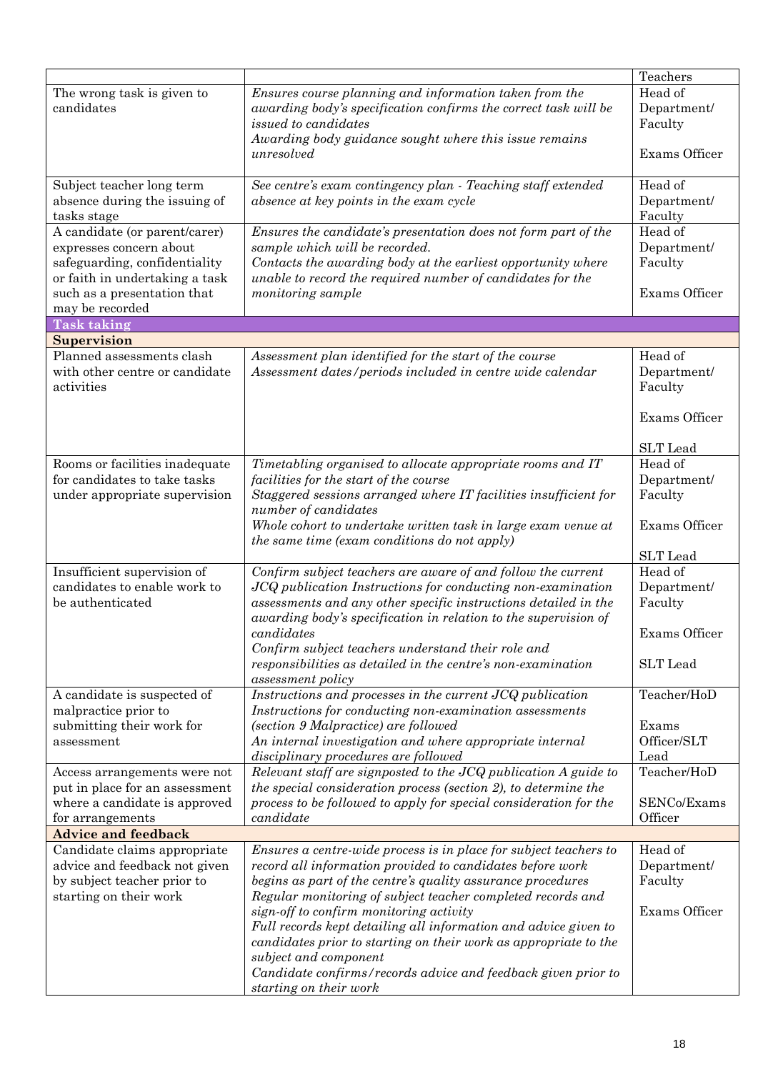| | | |
|---|---|---|
| | | Teachers |
| The wrong task is given to candidates | *Ensures course planning and information taken from the awarding body's specification confirms the correct task will be issued to candidates*<br>*Awarding body guidance sought where this issue remains unresolved* | Head of Department/ Faculty<br><br>Exams Officer |
| Subject teacher long term absence during the issuing of tasks stage | *See centre's exam contingency plan - Teaching staff extended absence at key points in the exam cycle* | Head of Department/ Faculty |
| A candidate (or parent/carer) expresses concern about safeguarding, confidentiality or faith in undertaking a task such as a presentation that may be recorded | *Ensures the candidate's presentation does not form part of the sample which will be recorded.*<br>*Contacts the awarding body at the earliest opportunity where unable to record the required number of candidates for the monitoring sample* | Head of Department/ Faculty<br><br>Exams Officer |
| **Task taking** | | |
| **Supervision** | | |
| Planned assessments clash with other centre or candidate activities | *Assessment plan identified for the start of the course*<br>*Assessment dates/periods included in centre wide calendar* | Head of Department/ Faculty<br><br>Exams Officer<br><br>SLT Lead |
| Rooms or facilities inadequate for candidates to take tasks under appropriate supervision | *Timetabling organised to allocate appropriate rooms and IT facilities for the start of the course*<br>*Staggered sessions arranged where IT facilities insufficient for number of candidates*<br>*Whole cohort to undertake written task in large exam venue at the same time (exam conditions do not apply)* | Head of Department/ Faculty<br><br>Exams Officer<br><br>SLT Lead |
| Insufficient supervision of candidates to enable work to be authenticated | *Confirm subject teachers are aware of and follow the current JCQ publication Instructions for conducting non-examination assessments and any other specific instructions detailed in the awarding body's specification in relation to the supervision of candidates*<br>*Confirm subject teachers understand their role and responsibilities as detailed in the centre's non-examination assessment policy* | Head of Department/ Faculty<br><br>Exams Officer<br><br>SLT Lead |
| A candidate is suspected of malpractice prior to submitting their work for assessment | *Instructions and processes in the current JCQ publication Instructions for conducting non-examination assessments (section 9 Malpractice) are followed*<br>*An internal investigation and where appropriate internal disciplinary procedures are followed* | Teacher/HoD<br><br>Exams Officer/SLT Lead |
| Access arrangements were not put in place for an assessment where a candidate is approved for arrangements | *Relevant staff are signposted to the JCQ publication A guide to the special consideration process (section 2), to determine the process to be followed to apply for special consideration for the candidate* | Teacher/HoD<br><br>SENCo/Exams Officer |
| **Advice and feedback** | | |
| Candidate claims appropriate advice and feedback not given by subject teacher prior to starting on their work | *Ensures a centre-wide process is in place for subject teachers to record all information provided to candidates before work begins as part of the centre's quality assurance procedures*<br>*Regular monitoring of subject teacher completed records and sign-off to confirm monitoring activity*<br>*Full records kept detailing all information and advice given to candidates prior to starting on their work as appropriate to the subject and component*<br>*Candidate confirms/records advice and feedback given prior to starting on their work* | Head of Department/ Faculty<br><br>Exams Officer |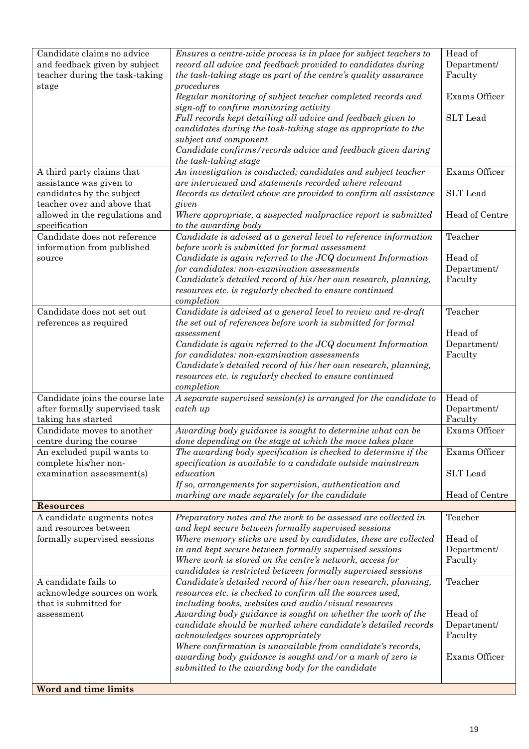| | | |
|---|---|---|
| Candidate claims no advice and feedback given by subject teacher during the task-taking stage | *Ensures a centre-wide process is in place for subject teachers to record all advice and feedback provided to candidates during the task-taking stage as part of the centre's quality assurance procedures*<br>*Regular monitoring of subject teacher completed records and sign-off to confirm monitoring activity*<br>*Full records kept detailing all advice and feedback given to candidates during the task-taking stage as appropriate to the subject and component*<br>*Candidate confirms/records advice and feedback given during the task-taking stage* | Head of Department/ Faculty<br>Exams Officer<br>SLT Lead |
| A third party claims that assistance was given to candidates by the subject teacher over and above that allowed in the regulations and specification | *An investigation is conducted; candidates and subject teacher are interviewed and statements recorded where relevant*<br>*Records as detailed above are provided to confirm all assistance given*<br>*Where appropriate, a suspected malpractice report is submitted to the awarding body* | Exams Officer<br>SLT Lead<br>Head of Centre |
| Candidate does not reference information from published source | *Candidate is advised at a general level to reference information before work is submitted for formal assessment*<br>*Candidate is again referred to the JCQ document Information for candidates: non-examination assessments*<br>*Candidate's detailed record of his/her own research, planning, resources etc. is regularly checked to ensure continued completion* | Teacher<br>Head of Department/ Faculty |
| Candidate does not set out references as required | *Candidate is advised at a general level to review and re-draft the set out of references before work is submitted for formal assessment*<br>*Candidate is again referred to the JCQ document Information for candidates: non-examination assessments*<br>*Candidate's detailed record of his/her own research, planning, resources etc. is regularly checked to ensure continued completion* | Teacher<br>Head of Department/ Faculty |
| Candidate joins the course late after formally supervised task taking has started | *A separate supervised session(s) is arranged for the candidate to catch up* | Head of Department/ Faculty |
| Candidate moves to another centre during the course | *Awarding body guidance is sought to determine what can be done depending on the stage at which the move takes place* | Exams Officer |
| An excluded pupil wants to complete his/her non-examination assessment(s) | *The awarding body specification is checked to determine if the specification is available to a candidate outside mainstream education*<br>*If so, arrangements for supervision, authentication and marking are made separately for the candidate* | Exams Officer<br>SLT Lead<br>Head of Centre |
| **Resources** | | |
| A candidate augments notes and resources between formally supervised sessions | *Preparatory notes and the work to be assessed are collected in and kept secure between formally supervised sessions*<br>*Where memory sticks are used by candidates, these are collected in and kept secure between formally supervised sessions*<br>*Where work is stored on the centre's network, access for candidates is restricted between formally supervised sessions* | Teacher<br>Head of Department/ Faculty |
| A candidate fails to acknowledge sources on work that is submitted for assessment | *Candidate's detailed record of his/her own research, planning, resources etc. is checked to confirm all the sources used, including books, websites and audio/visual resources*<br>*Awarding body guidance is sought on whether the work of the candidate should be marked where candidate's detailed records acknowledges sources appropriately*<br>*Where confirmation is unavailable from candidate's records, awarding body guidance is sought and/or a mark of zero is submitted to the awarding body for the candidate* | Teacher<br>Head of Department/ Faculty<br>Exams Officer |
| **Word and time limits** | | |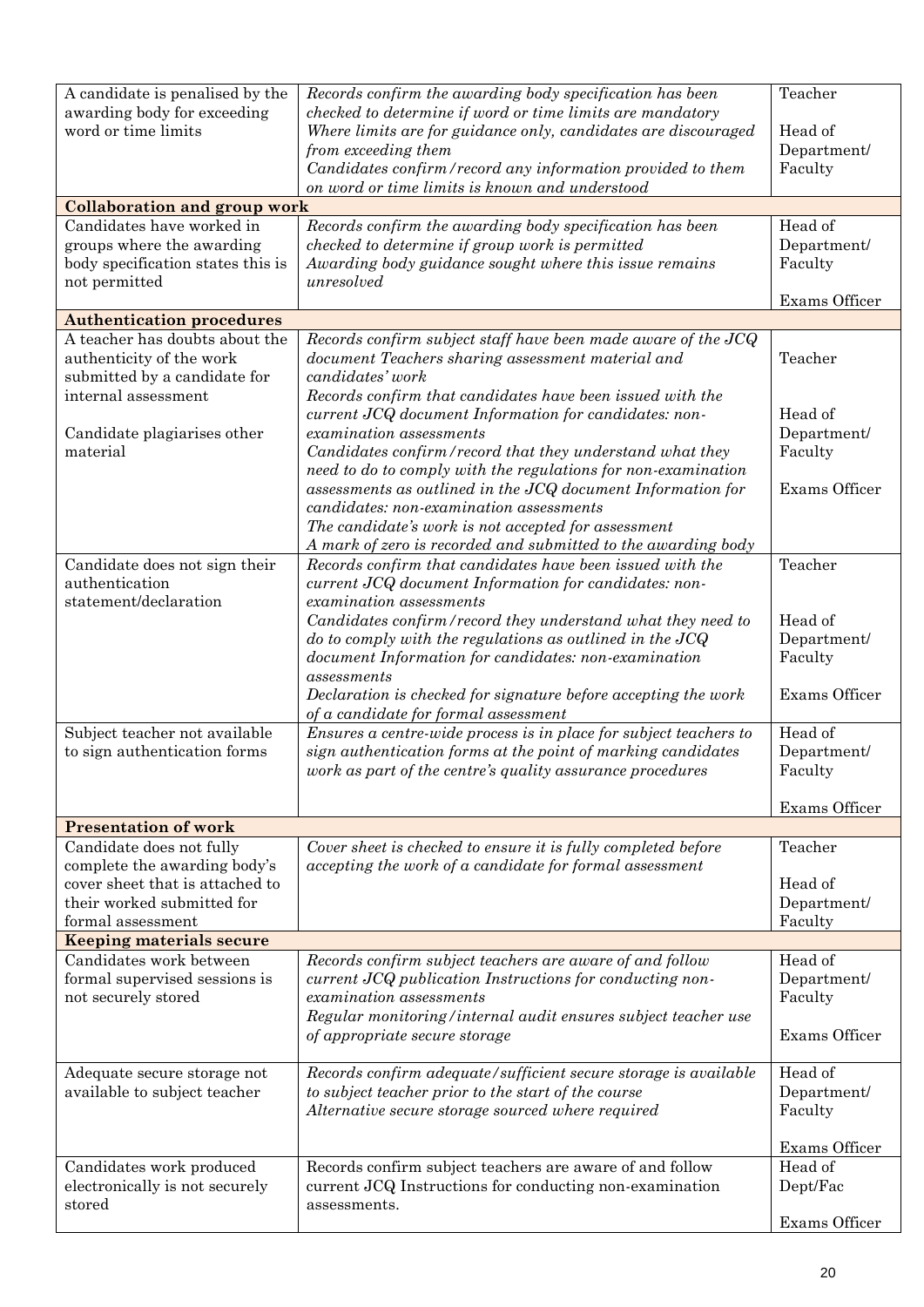| | | |
|---|---|---|
| A candidate is penalised by the awarding body for exceeding word or time limits | *Records confirm the awarding body specification has been checked to determine if word or time limits are mandatory*<br>*Where limits are for guidance only, candidates are discouraged from exceeding them*<br>*Candidates confirm/record any information provided to them on word or time limits is known and understood* | Teacher<br><br>Head of Department/ Faculty |
| **Collaboration and group work** | | |
| Candidates have worked in groups where the awarding body specification states this is not permitted | *Records confirm the awarding body specification has been checked to determine if group work is permitted*<br>*Awarding body guidance sought where this issue remains unresolved* | Head of Department/ Faculty<br><br>Exams Officer |
| **Authentication procedures** | | |
| A teacher has doubts about the authenticity of the work submitted by a candidate for internal assessment<br><br>Candidate plagiarises other material | *Records confirm subject staff have been made aware of the JCQ document Teachers sharing assessment material and candidates' work*<br>*Records confirm that candidates have been issued with the current JCQ document Information for candidates: non-examination assessments*<br>*Candidates confirm/record that they understand what they need to do to comply with the regulations for non-examination assessments as outlined in the JCQ document Information for candidates: non-examination assessments*<br>*The candidate's work is not accepted for assessment*<br>*A mark of zero is recorded and submitted to the awarding body* | Teacher<br><br>Head of Department/ Faculty<br><br>Exams Officer |
| Candidate does not sign their authentication statement/declaration | *Records confirm that candidates have been issued with the current JCQ document Information for candidates: non-examination assessments*<br>*Candidates confirm/record they understand what they need to do to comply with the regulations as outlined in the JCQ document Information for candidates: non-examination assessments*<br>*Declaration is checked for signature before accepting the work of a candidate for formal assessment* | Teacher<br><br>Head of Department/ Faculty<br><br>Exams Officer |
| Subject teacher not available to sign authentication forms | *Ensures a centre-wide process is in place for subject teachers to sign authentication forms at the point of marking candidates work as part of the centre's quality assurance procedures* | Head of Department/ Faculty<br><br>Exams Officer |
| **Presentation of work** | | |
| Candidate does not fully complete the awarding body's cover sheet that is attached to their worked submitted for formal assessment | *Cover sheet is checked to ensure it is fully completed before accepting the work of a candidate for formal assessment* | Teacher<br><br>Head of Department/ Faculty |
| **Keeping materials secure** | | |
| Candidates work between formal supervised sessions is not securely stored | *Records confirm subject teachers are aware of and follow current JCQ publication Instructions for conducting non-examination assessments*<br>*Regular monitoring/internal audit ensures subject teacher use of appropriate secure storage* | Head of Department/ Faculty<br><br>Exams Officer |
| Adequate secure storage not available to subject teacher | *Records confirm adequate/sufficient secure storage is available to subject teacher prior to the start of the course*<br>*Alternative secure storage sourced where required* | Head of Department/ Faculty<br><br>Exams Officer |
| Candidates work produced electronically is not securely stored | Records confirm subject teachers are aware of and follow current JCQ Instructions for conducting non-examination assessments. | Head of Dept/Fac<br><br>Exams Officer |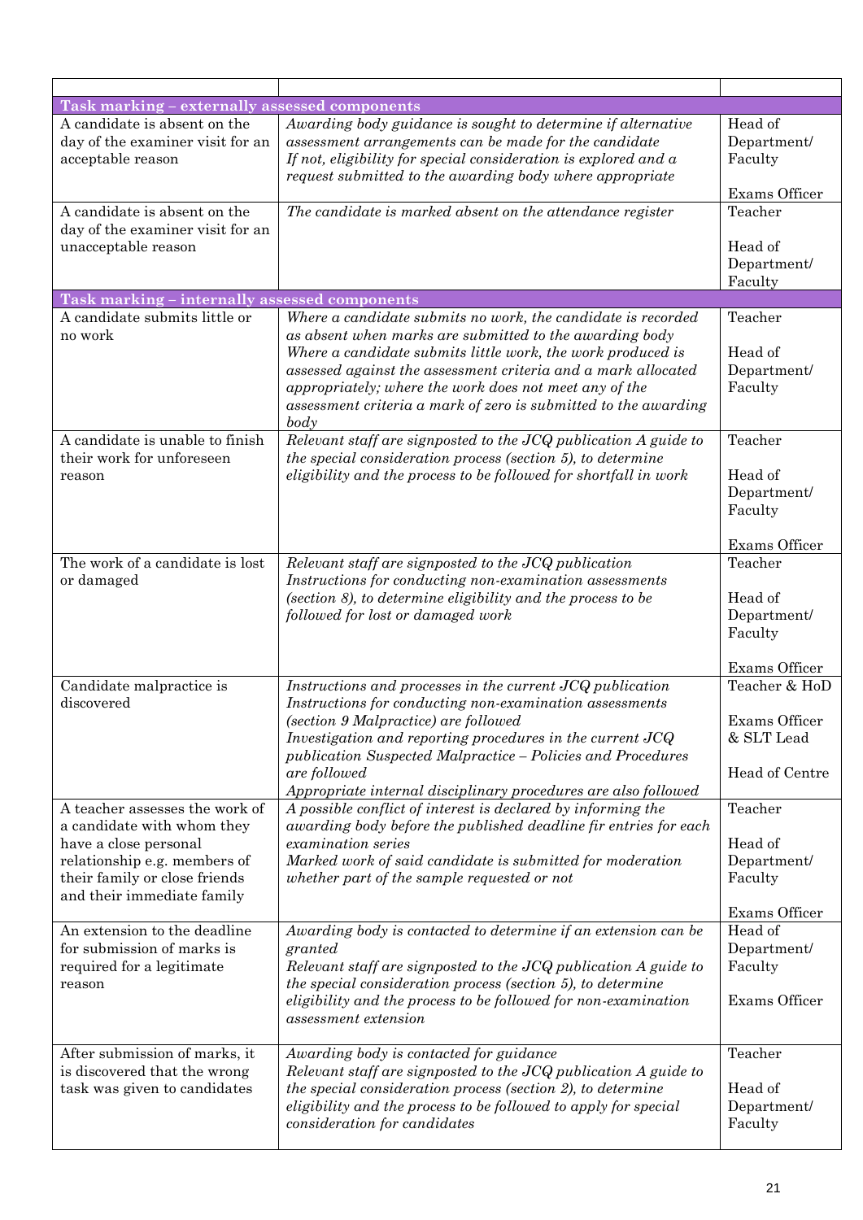| | | |
|---|---|---|
| **Task marking – externally assessed components** | | |
| A candidate is absent on the day of the examiner visit for an acceptable reason | *Awarding body guidance is sought to determine if alternative assessment arrangements can be made for the candidate*<br>*If not, eligibility for special consideration is explored and a request submitted to the awarding body where appropriate* | Head of Department/ Faculty<br><br>Exams Officer |
| A candidate is absent on the day of the examiner visit for an unacceptable reason | *The candidate is marked absent on the attendance register* | Teacher<br><br>Head of Department/ Faculty |
| **Task marking – internally assessed components** | | |
| A candidate submits little or no work | *Where a candidate submits no work, the candidate is recorded as absent when marks are submitted to the awarding body*<br>*Where a candidate submits little work, the work produced is assessed against the assessment criteria and a mark allocated appropriately; where the work does not meet any of the assessment criteria a mark of zero is submitted to the awarding body* | Teacher<br><br>Head of Department/ Faculty |
| A candidate is unable to finish their work for unforeseen reason | *Relevant staff are signposted to the JCQ publication A guide to the special consideration process (section 5), to determine eligibility and the process to be followed for shortfall in work* | Teacher<br><br>Head of Department/ Faculty<br><br>Exams Officer |
| The work of a candidate is lost or damaged | *Relevant staff are signposted to the JCQ publication Instructions for conducting non-examination assessments (section 8), to determine eligibility and the process to be followed for lost or damaged work* | Teacher<br><br>Head of Department/ Faculty<br><br>Exams Officer |
| Candidate malpractice is discovered | *Instructions and processes in the current JCQ publication Instructions for conducting non-examination assessments (section 9 Malpractice) are followed*<br>*Investigation and reporting procedures in the current JCQ publication Suspected Malpractice – Policies and Procedures are followed*<br>*Appropriate internal disciplinary procedures are also followed* | Teacher & HoD<br><br>Exams Officer & SLT Lead<br><br>Head of Centre |
| A teacher assesses the work of a candidate with whom they have a close personal relationship e.g. members of their family or close friends and their immediate family | *A possible conflict of interest is declared by informing the awarding body before the published deadline fir entries for each examination series*<br>*Marked work of said candidate is submitted for moderation whether part of the sample requested or not* | Teacher<br><br>Head of Department/ Faculty<br><br>Exams Officer |
| An extension to the deadline for submission of marks is required for a legitimate reason | *Awarding body is contacted to determine if an extension can be granted*<br>*Relevant staff are signposted to the JCQ publication A guide to the special consideration process (section 5), to determine eligibility and the process to be followed for non-examination assessment extension* | Head of Department/ Faculty<br><br>Exams Officer |
| After submission of marks, it is discovered that the wrong task was given to candidates | *Awarding body is contacted for guidance*<br>*Relevant staff are signposted to the JCQ publication A guide to the special consideration process (section 2), to determine eligibility and the process to be followed to apply for special consideration for candidates* | Teacher<br><br>Head of Department/ Faculty |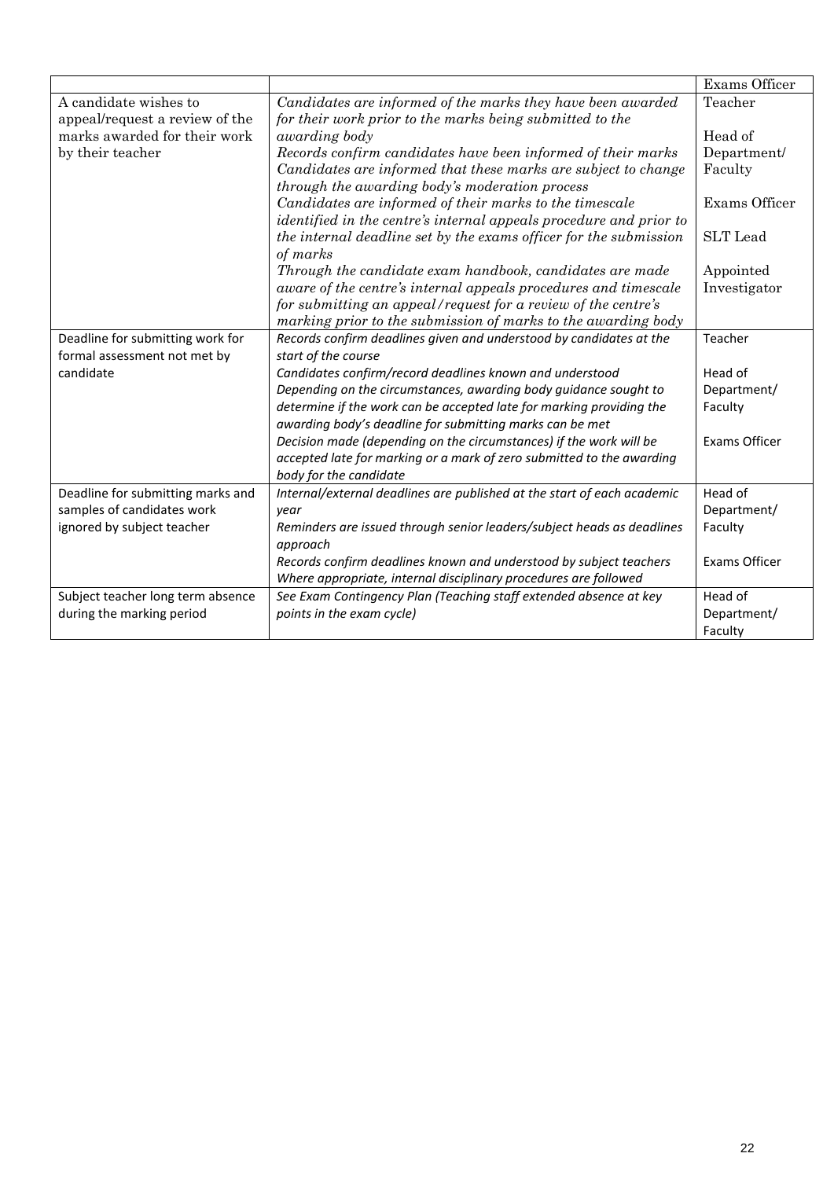| | | |
|---|---|---|
| | | Exams Officer |
| A candidate wishes to appeal/request a review of the marks awarded for their work by their teacher | *Candidates are informed of the marks they have been awarded for their work prior to the marks being submitted to the awarding body*<br>*Records confirm candidates have been informed of their marks*<br>*Candidates are informed that these marks are subject to change through the awarding body's moderation process*<br>*Candidates are informed of their marks to the timescale identified in the centre's internal appeals procedure and prior to the internal deadline set by the exams officer for the submission of marks*<br>*Through the candidate exam handbook, candidates are made aware of the centre's internal appeals procedures and timescale for submitting an appeal/request for a review of the centre's marking prior to the submission of marks to the awarding body* | Teacher<br><br>Head of Department/ Faculty<br><br>Exams Officer<br><br>SLT Lead<br><br>Appointed Investigator |
| Deadline for submitting work for formal assessment not met by candidate | *Records confirm deadlines given and understood by candidates at the start of the course*<br>*Candidates confirm/record deadlines known and understood*<br>*Depending on the circumstances, awarding body guidance sought to determine if the work can be accepted late for marking providing the awarding body's deadline for submitting marks can be met*<br>*Decision made (depending on the circumstances) if the work will be accepted late for marking or a mark of zero submitted to the awarding body for the candidate* | Teacher<br><br>Head of Department/ Faculty<br><br>Exams Officer |
| Deadline for submitting marks and samples of candidates work ignored by subject teacher | *Internal/external deadlines are published at the start of each academic year*<br>*Reminders are issued through senior leaders/subject heads as deadlines approach*<br>*Records confirm deadlines known and understood by subject teachers*<br>*Where appropriate, internal disciplinary procedures are followed* | Head of Department/ Faculty<br><br>Exams Officer |
| Subject teacher long term absence during the marking period | *See Exam Contingency Plan (Teaching staff extended absence at key points in the exam cycle)* | Head of Department/ Faculty |